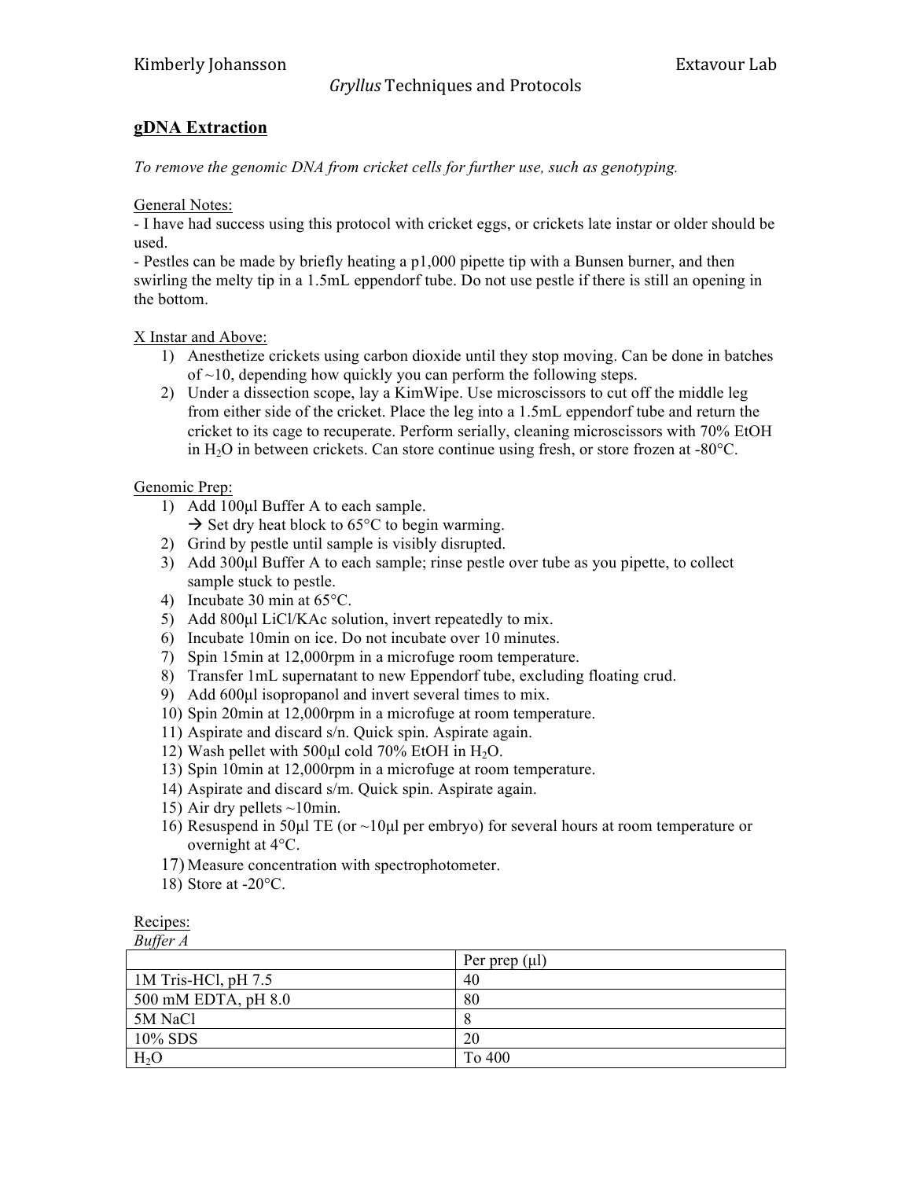Kimberly Johansson Extavour Lab

*Gryllus* Techniques and Protocols

## **gDNA Extraction**

*To remove the genomic DNA from cricket cells for further use, such as genotyping.*

General Notes:

- I have had success using this protocol with cricket eggs, or crickets late instar or older should be used.
- Pestles can be made by briefly heating a p1,000 pipette tip with a Bunsen burner, and then swirling the melty tip in a 1.5mL eppendorf tube. Do not use pestle if there is still an opening in the bottom.

X Instar and Above:

1) Anesthetize crickets using carbon dioxide until they stop moving. Can be done in batches of ~10, depending how quickly you can perform the following steps.
2) Under a dissection scope, lay a KimWipe. Use microscissors to cut off the middle leg from either side of the cricket. Place the leg into a 1.5mL eppendorf tube and return the cricket to its cage to recuperate. Perform serially, cleaning microscissors with 70% EtOH in $H_2O$ in between crickets. Can store continue using fresh, or store frozen at -80°C.

Genomic Prep:

1) Add 100µl Buffer A to each sample.
   → Set dry heat block to 65°C to begin warming.
2) Grind by pestle until sample is visibly disrupted.
3) Add 300µl Buffer A to each sample; rinse pestle over tube as you pipette, to collect sample stuck to pestle.
4) Incubate 30 min at 65°C.
5) Add 800µl LiCl/KAc solution, invert repeatedly to mix.
6) Incubate 10min on ice. Do not incubate over 10 minutes.
7) Spin 15min at 12,000rpm in a microfuge room temperature.
8) Transfer 1mL supernatant to new Eppendorf tube, excluding floating crud.
9) Add 600µl isopropanol and invert several times to mix.
10) Spin 20min at 12,000rpm in a microfuge at room temperature.
11) Aspirate and discard s/n. Quick spin. Aspirate again.
12) Wash pellet with 500µl cold 70% EtOH in $H_2O$.
13) Spin 10min at 12,000rpm in a microfuge at room temperature.
14) Aspirate and discard s/m. Quick spin. Aspirate again.
15) Air dry pellets ~10min.
16) Resuspend in 50µl TE (or ~10µl per embryo) for several hours at room temperature or overnight at 4°C.
17) Measure concentration with spectrophotometer.
18) Store at -20°C.

Recipes:

*Buffer A*

| | Per prep (µl) |
|---|---|
| 1M Tris-HCl, pH 7.5 | 40 |
| 500 mM EDTA, pH 8.0 | 80 |
| 5M NaCl | 8 |
| 10% SDS | 20 |
| $H_2O$ | To 400 |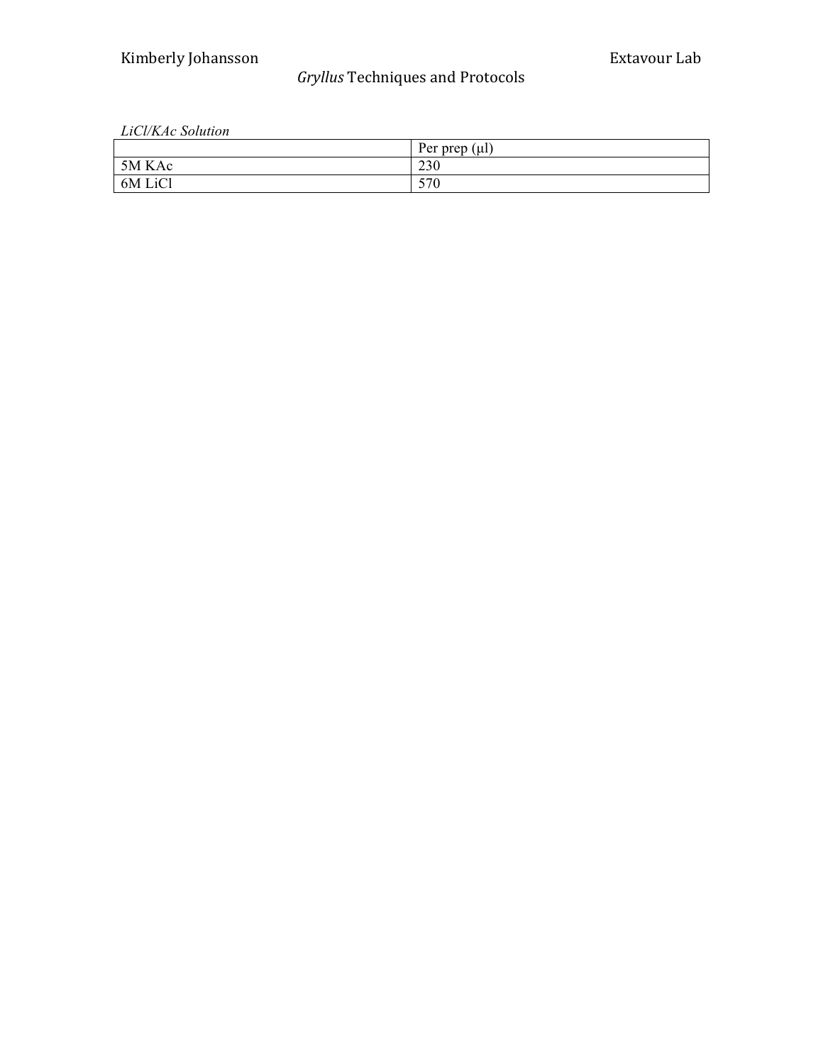*LiCl/KAc Solution*

| | Per prep (μl) |
|---|---|
| 5M KAc | 230 |
| 6M LiCl | 570 |